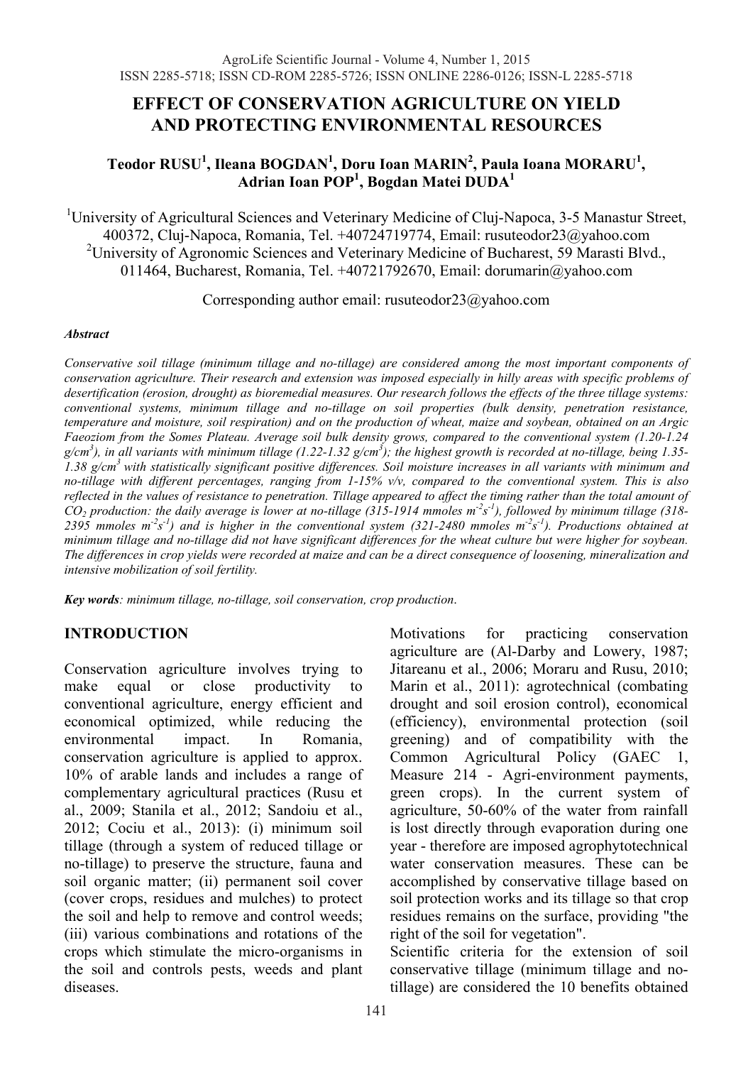# EFFECT OF CONSERVATION AGRICULTURE ON YIELD AND PROTECTING ENVIRONMENTAL RESOURCES

**Teodor RUSU[1], Ileana BOGDAN[1], Doru Ioan MARIN[2], Paula Ioana MORARU[1], Adrian Ioan POP[1], Bogdan Matei DUDA[1]**

[1]University of Agricultural Sciences and Veterinary Medicine of Cluj-Napoca, 3-5 Manastur Street, 400372, Cluj-Napoca, Romania, Tel. +40724719774, Email: rusuteodor23@yahoo.com
[2]University of Agronomic Sciences and Veterinary Medicine of Bucharest, 59 Marasti Blvd., 011464, Bucharest, Romania, Tel. +40721792670, Email: dorumarin@yahoo.com

Corresponding author email: rusuteodor23@yahoo.com

***Abstract***

*Conservative soil tillage (minimum tillage and no-tillage) are considered among the most important components of conservation agriculture. Their research and extension was imposed especially in hilly areas with specific problems of desertification (erosion, drought) as bioremedial measures. Our research follows the effects of the three tillage systems: conventional systems, minimum tillage and no-tillage on soil properties (bulk density, penetration resistance, temperature and moisture, soil respiration) and on the production of wheat, maize and soybean, obtained on an Argic Faeoziom from the Somes Plateau. Average soil bulk density grows, compared to the conventional system (1.20-1.24 g/cm$^3$), in all variants with minimum tillage (1.22-1.32 g/cm$^3$); the highest growth is recorded at no-tillage, being 1.35-1.38 g/cm$^3$ with statistically significant positive differences. Soil moisture increases in all variants with minimum and no-tillage with different percentages, ranging from 1-15% v/v, compared to the conventional system. This is also reflected in the values of resistance to penetration. Tillage appeared to affect the timing rather than the total amount of $CO_2$ production: the daily average is lower at no-tillage (315-1914 mmoles m$^{-2}$s$^{-1}$), followed by minimum tillage (318-2395 mmoles m$^{-2}$s$^{-1}$) and is higher in the conventional system (321-2480 mmoles m$^{-2}$s$^{-1}$). Productions obtained at minimum tillage and no-tillage did not have significant differences for the wheat culture but were higher for soybean. The differences in crop yields were recorded at maize and can be a direct consequence of loosening, mineralization and intensive mobilization of soil fertility.*

***Key words***: *minimum tillage, no-tillage, soil conservation, crop production.*

## INTRODUCTION

Conservation agriculture involves trying to make equal or close productivity to conventional agriculture, energy efficient and economical optimized, while reducing the environmental impact. In Romania, conservation agriculture is applied to approx. 10% of arable lands and includes a range of complementary agricultural practices (Rusu et al., 2009; Stanila et al., 2012; Sandoiu et al., 2012; Cociu et al., 2013): (i) minimum soil tillage (through a system of reduced tillage or no-tillage) to preserve the structure, fauna and soil organic matter; (ii) permanent soil cover (cover crops, residues and mulches) to protect the soil and help to remove and control weeds; (iii) various combinations and rotations of the crops which stimulate the micro-organisms in the soil and controls pests, weeds and plant diseases.

Motivations for practicing conservation agriculture are (Al-Darby and Lowery, 1987; Jitareanu et al., 2006; Moraru and Rusu, 2010; Marin et al., 2011): agrotechnical (combating drought and soil erosion control), economical (efficiency), environmental protection (soil greening) and of compatibility with the Common Agricultural Policy (GAEC 1, Measure 214 - Agri-environment payments, green crops). In the current system of agriculture, 50-60% of the water from rainfall is lost directly through evaporation during one year - therefore are imposed agrophytotechnical water conservation measures. These can be accomplished by conservative tillage based on soil protection works and its tillage so that crop residues remains on the surface, providing "the right of the soil for vegetation".

Scientific criteria for the extension of soil conservative tillage (minimum tillage and no-tillage) are considered the 10 benefits obtained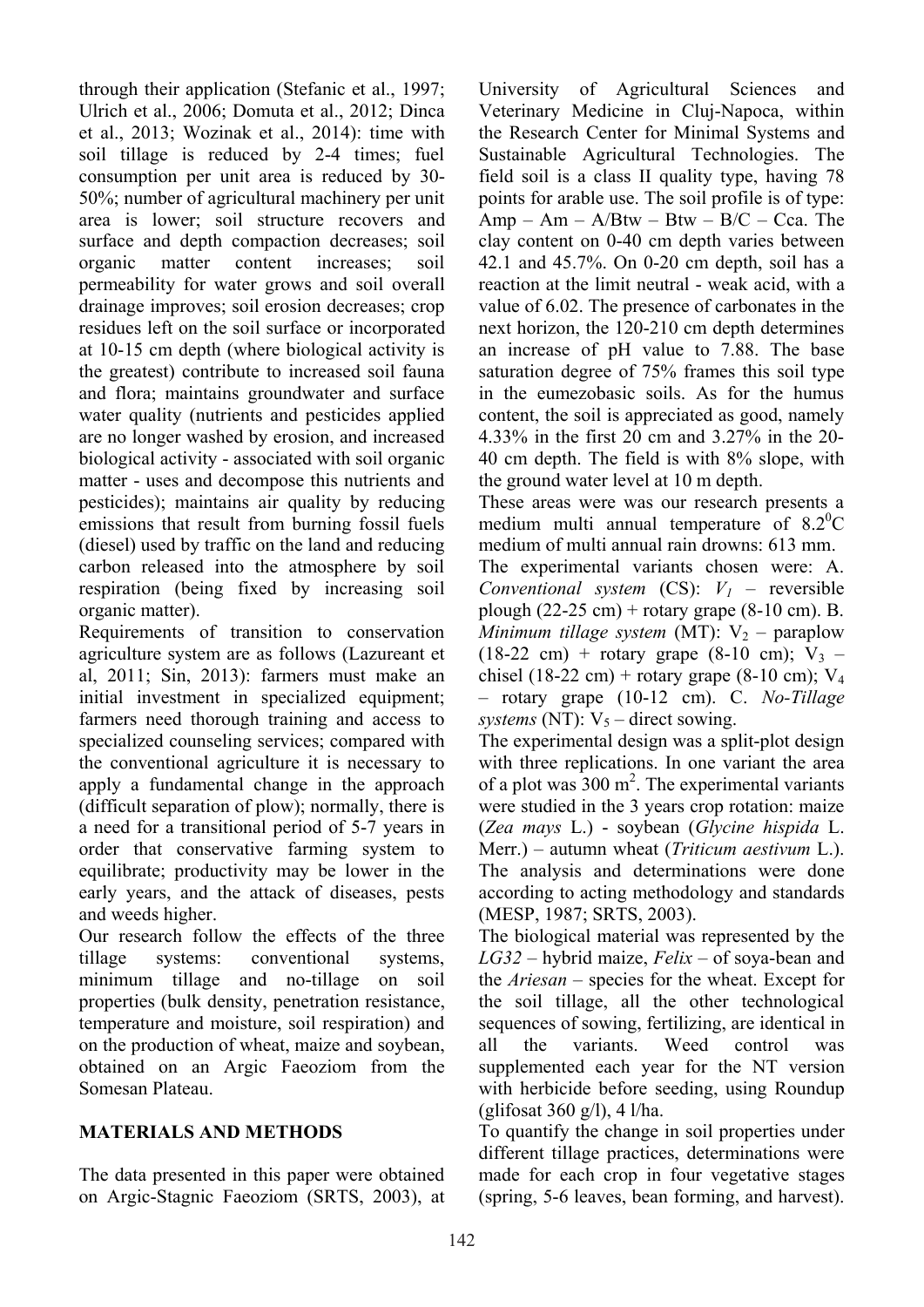through their application (Stefanic et al., 1997; Ulrich et al., 2006; Domuta et al., 2012; Dinca et al., 2013; Wozinak et al., 2014): time with soil tillage is reduced by 2-4 times; fuel consumption per unit area is reduced by 30-50%; number of agricultural machinery per unit area is lower; soil structure recovers and surface and depth compaction decreases; soil organic matter content increases; soil permeability for water grows and soil overall drainage improves; soil erosion decreases; crop residues left on the soil surface or incorporated at 10-15 cm depth (where biological activity is the greatest) contribute to increased soil fauna and flora; maintains groundwater and surface water quality (nutrients and pesticides applied are no longer washed by erosion, and increased biological activity - associated with soil organic matter - uses and decompose this nutrients and pesticides); maintains air quality by reducing emissions that result from burning fossil fuels (diesel) used by traffic on the land and reducing carbon released into the atmosphere by soil respiration (being fixed by increasing soil organic matter).

Requirements of transition to conservation agriculture system are as follows (Lazureant et al, 2011; Sin, 2013): farmers must make an initial investment in specialized equipment; farmers need thorough training and access to specialized counseling services; compared with the conventional agriculture it is necessary to apply a fundamental change in the approach (difficult separation of plow); normally, there is a need for a transitional period of 5-7 years in order that conservative farming system to equilibrate; productivity may be lower in the early years, and the attack of diseases, pests and weeds higher.

Our research follow the effects of the three tillage systems: conventional systems, minimum tillage and no-tillage on soil properties (bulk density, penetration resistance, temperature and moisture, soil respiration) and on the production of wheat, maize and soybean, obtained on an Argic Faeoziom from the Somesan Plateau.

## MATERIALS AND METHODS

The data presented in this paper were obtained on Argic-Stagnic Faeoziom (SRTS, 2003), at University of Agricultural Sciences and Veterinary Medicine in Cluj-Napoca, within the Research Center for Minimal Systems and Sustainable Agricultural Technologies. The field soil is a class II quality type, having 78 points for arable use. The soil profile is of type: Amp – Am – A/Btw – Btw – B/C – Cca. The clay content on 0-40 cm depth varies between 42.1 and 45.7%. On 0-20 cm depth, soil has a reaction at the limit neutral - weak acid, with a value of 6.02. The presence of carbonates in the next horizon, the 120-210 cm depth determines an increase of pH value to 7.88. The base saturation degree of 75% frames this soil type in the eumezobasic soils. As for the humus content, the soil is appreciated as good, namely 4.33% in the first 20 cm and 3.27% in the 20-40 cm depth. The field is with 8% slope, with the ground water level at 10 m depth.

These areas were was our research presents a medium multi annual temperature of $8.2^0$C medium of multi annual rain drowns: 613 mm.

The experimental variants chosen were: A. *Conventional system* (CS): $V_1$ – reversible plough (22-25 cm) + rotary grape (8-10 cm). B. *Minimum tillage system* (MT): $V_2$ – paraplow (18-22 cm) + rotary grape (8-10 cm); $V_3$ – chisel (18-22 cm) + rotary grape (8-10 cm); $V_4$ – rotary grape (10-12 cm). C. *No-Tillage systems* (NT): $V_5$ – direct sowing.

The experimental design was a split-plot design with three replications. In one variant the area of a plot was 300 m$^2$. The experimental variants were studied in the 3 years crop rotation: maize (*Zea mays* L.) - soybean (*Glycine hispida* L. Merr.) – autumn wheat (*Triticum aestivum* L.). The analysis and determinations were done according to acting methodology and standards (MESP, 1987; SRTS, 2003).

The biological material was represented by the *LG32* – hybrid maize, *Felix* – of soya-bean and the *Ariesan* – species for the wheat. Except for the soil tillage, all the other technological sequences of sowing, fertilizing, are identical in all the variants. Weed control was supplemented each year for the NT version with herbicide before seeding, using Roundup (glifosat 360 g/l), 4 l/ha.

To quantify the change in soil properties under different tillage practices, determinations were made for each crop in four vegetative stages (spring, 5-6 leaves, bean forming, and harvest).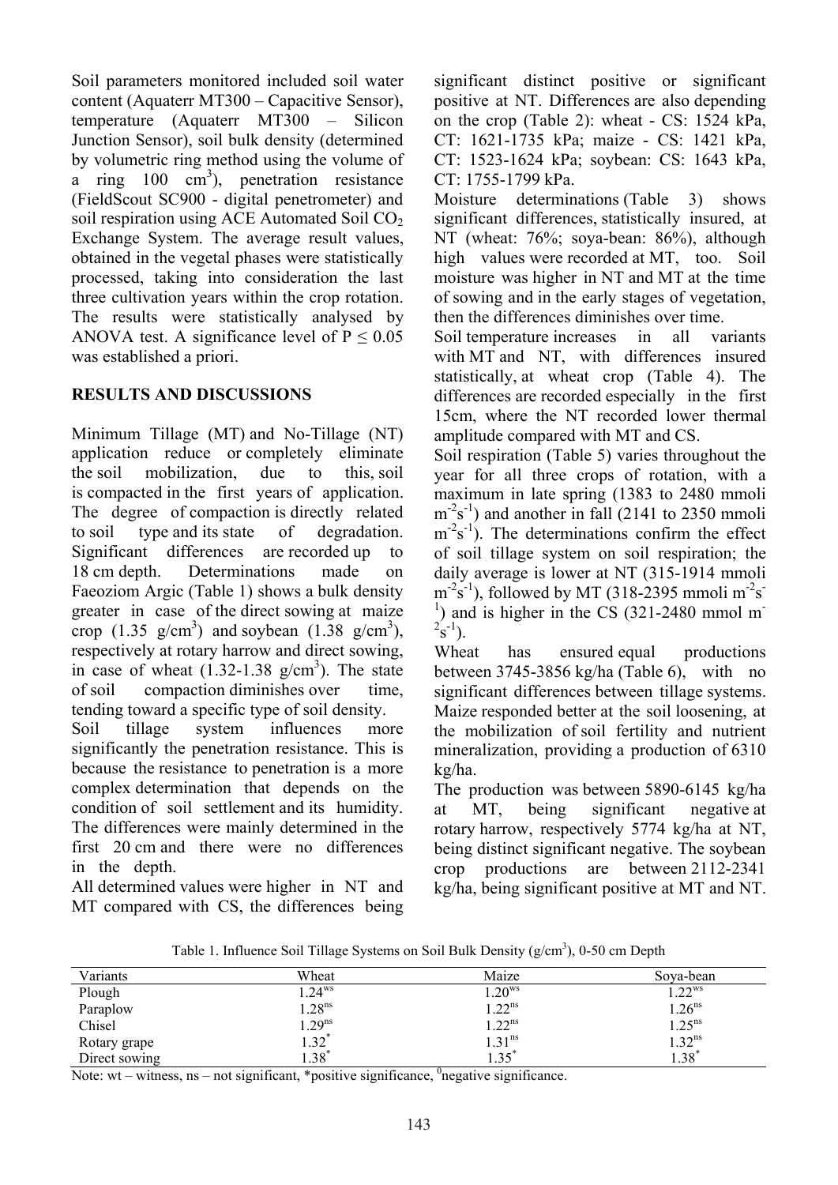Soil parameters monitored included soil water content (Aquaterr MT300 – Capacitive Sensor), temperature (Aquaterr MT300 – Silicon Junction Sensor), soil bulk density (determined by volumetric ring method using the volume of a ring 100 $cm^3$), penetration resistance (FieldScout SC900 - digital penetrometer) and soil respiration using ACE Automated Soil $CO_2$ Exchange System. The average result values, obtained in the vegetal phases were statistically processed, taking into consideration the last three cultivation years within the crop rotation. The results were statistically analysed by ANOVA test. A significance level of $P \leq 0.05$ was established a priori.

## RESULTS AND DISCUSSIONS

Minimum Tillage (MT) and No-Tillage (NT) application reduce or completely eliminate the soil mobilization, due to this, soil is compacted in the first years of application. The degree of compaction is directly related to soil type and its state of degradation. Significant differences are recorded up to 18 cm depth. Determinations made on Faeoziom Argic (Table 1) shows a bulk density greater in case of the direct sowing at maize crop (1.35 $g/cm^3$) and soybean (1.38 $g/cm^3$), respectively at rotary harrow and direct sowing, in case of wheat (1.32-1.38 $g/cm^3$). The state of soil compaction diminishes over time, tending toward a specific type of soil density.

Soil tillage system influences more significantly the penetration resistance. This is because the resistance to penetration is a more complex determination that depends on the condition of soil settlement and its humidity. The differences were mainly determined in the first 20 cm and there were no differences in the depth.

All determined values were higher in NT and MT compared with CS, the differences being significant distinct positive or significant positive at NT. Differences are also depending on the crop (Table 2): wheat - CS: 1524 kPa, CT: 1621-1735 kPa; maize - CS: 1421 kPa, CT: 1523-1624 kPa; soybean: CS: 1643 kPa, CT: 1755-1799 kPa.

Moisture determinations (Table 3) shows significant differences, statistically insured, at NT (wheat: 76%; soya-bean: 86%), although high values were recorded at MT, too. Soil moisture was higher in NT and MT at the time of sowing and in the early stages of vegetation, then the differences diminishes over time.

Soil temperature increases in all variants with MT and NT, with differences insured statistically, at wheat crop (Table 4). The differences are recorded especially in the first 15cm, where the NT recorded lower thermal amplitude compared with MT and CS.

Soil respiration (Table 5) varies throughout the year for all three crops of rotation, with a maximum in late spring (1383 to 2480 mmoli $m^{-2}s^{-1}$) and another in fall (2141 to 2350 mmoli $m^{-2}s^{-1}$). The determinations confirm the effect of soil tillage system on soil respiration; the daily average is lower at NT (315-1914 mmoli $m^{-2}s^{-1}$), followed by MT (318-2395 mmoli $m^{-2}s^{-1}$) and is higher in the CS (321-2480 mmol $m^{-2}s^{-1}$).

Wheat has ensured equal productions between 3745-3856 kg/ha (Table 6), with no significant differences between tillage systems. Maize responded better at the soil loosening, at the mobilization of soil fertility and nutrient mineralization, providing a production of 6310 kg/ha.

The production was between 5890-6145 kg/ha at MT, being significant negative at rotary harrow, respectively 5774 kg/ha at NT, being distinct significant negative. The soybean crop productions are between 2112-2341 kg/ha, being significant positive at MT and NT.

Table 1. Influence Soil Tillage Systems on Soil Bulk Density ($g/cm^3$), 0-50 cm Depth

| Variants | Wheat | Maize | Soya-bean |
|---|---|---|---|
| Plough | $1.24^{ws}$ | $1.20^{ws}$ | $1.22^{ws}$ |
| Paraplow | $1.28^{ns}$ | $1.22^{ns}$ | $1.26^{ns}$ |
| Chisel | $1.29^{ns}$ | $1.22^{ns}$ | $1.25^{ns}$ |
| Rotary grape | $1.32^{*}$ | $1.31^{ns}$ | $1.32^{ns}$ |
| Direct sowing | $1.38^{*}$ | $1.35^{*}$ | $1.38^{*}$ |

Note: wt – witness, ns – not significant, *positive significance, $^{0}$negative significance.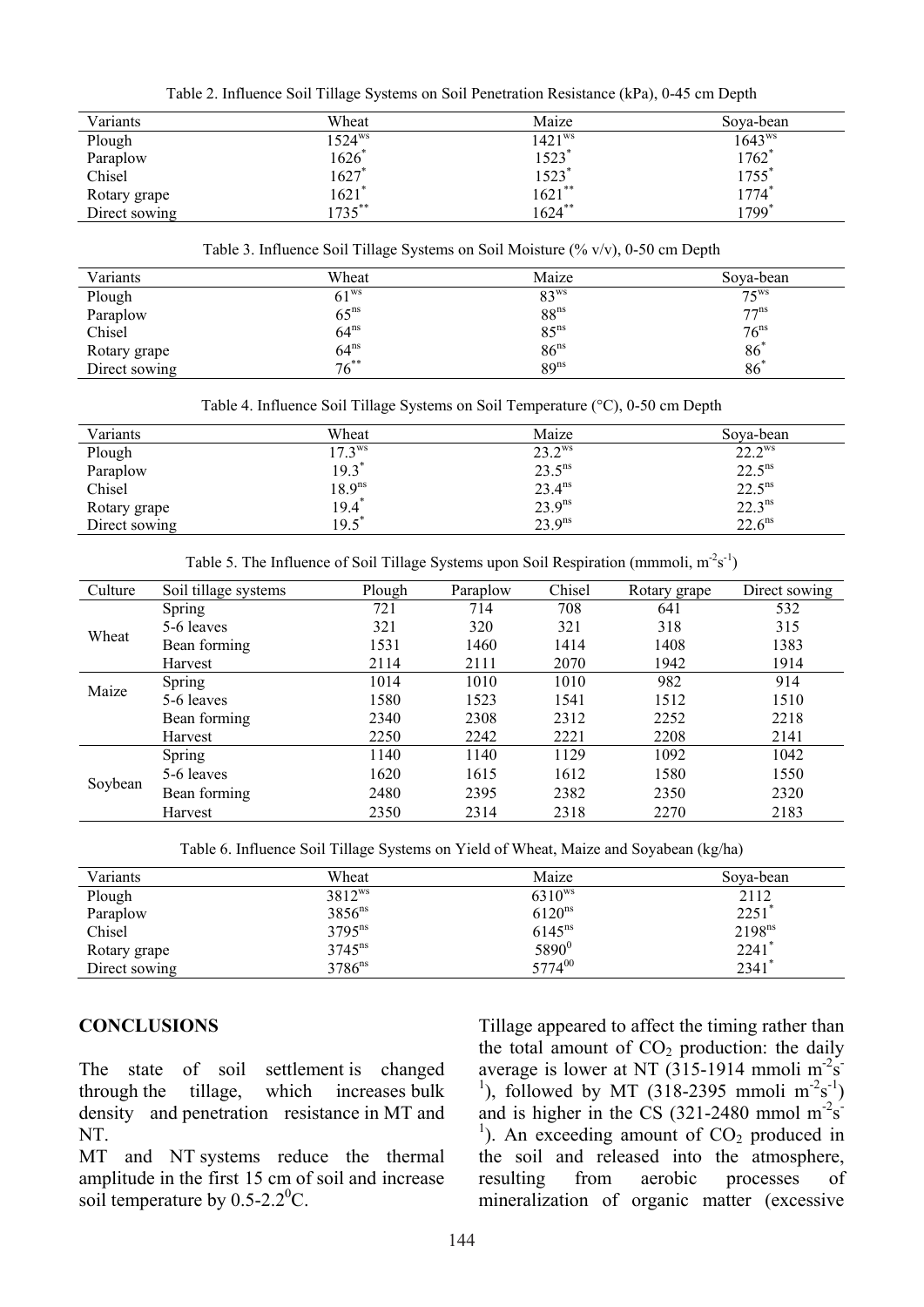Table 2. Influence Soil Tillage Systems on Soil Penetration Resistance (kPa), 0-45 cm Depth

| Variants | Wheat | Maize | Soya-bean |
|---|---|---|---|
| Plough | $1524^{ws}$ | $1421^{ws}$ | $1643^{ws}$ |
| Paraplow | $1626^{*}$ | $1523^{*}$ | $1762^{*}$ |
| Chisel | $1627^{*}$ | $1523^{*}$ | $1755^{*}$ |
| Rotary grape | $1621^{*}$ | $1621^{**}$ | $1774^{*}$ |
| Direct sowing | $1735^{**}$ | $1624^{**}$ | $1799^{*}$ |

Table 3. Influence Soil Tillage Systems on Soil Moisture (% v/v), 0-50 cm Depth

| Variants | Wheat | Maize | Soya-bean |
|---|---|---|---|
| Plough | $61^{ws}$ | $83^{ws}$ | $75^{ws}$ |
| Paraplow | $65^{ns}$ | $88^{ns}$ | $77^{ns}$ |
| Chisel | $64^{ns}$ | $85^{ns}$ | $76^{ns}$ |
| Rotary grape | $64^{ns}$ | $86^{ns}$ | $86^{*}$ |
| Direct sowing | $76^{**}$ | $89^{ns}$ | $86^{*}$ |

Table 4. Influence Soil Tillage Systems on Soil Temperature (°C), 0-50 cm Depth

| Variants | Wheat | Maize | Soya-bean |
|---|---|---|---|
| Plough | $17.3^{ws}$ | $23.2^{ws}$ | $22.2^{ws}$ |
| Paraplow | $19.3^{*}$ | $23.5^{ns}$ | $22.5^{ns}$ |
| Chisel | $18.9^{ns}$ | $23.4^{ns}$ | $22.5^{ns}$ |
| Rotary grape | $19.4^{*}$ | $23.9^{ns}$ | $22.3^{ns}$ |
| Direct sowing | $19.5^{*}$ | $23.9^{ns}$ | $22.6^{ns}$ |

Table 5. The Influence of Soil Tillage Systems upon Soil Respiration (mmmoli, $m^{-2}s^{-1}$)

| Culture | Soil tillage systems | Plough | Paraplow | Chisel | Rotary grape | Direct sowing |
|---|---|---|---|---|---|---|
| Wheat | Spring | 721 | 714 | 708 | 641 | 532 |
| | 5-6 leaves | 321 | 320 | 321 | 318 | 315 |
| | Bean forming | 1531 | 1460 | 1414 | 1408 | 1383 |
| | Harvest | 2114 | 2111 | 2070 | 1942 | 1914 |
| Maize | Spring | 1014 | 1010 | 1010 | 982 | 914 |
| | 5-6 leaves | 1580 | 1523 | 1541 | 1512 | 1510 |
| | Bean forming | 2340 | 2308 | 2312 | 2252 | 2218 |
| | Harvest | 2250 | 2242 | 2221 | 2208 | 2141 |
| Soybean | Spring | 1140 | 1140 | 1129 | 1092 | 1042 |
| | 5-6 leaves | 1620 | 1615 | 1612 | 1580 | 1550 |
| | Bean forming | 2480 | 2395 | 2382 | 2350 | 2320 |
| | Harvest | 2350 | 2314 | 2318 | 2270 | 2183 |

Table 6. Influence Soil Tillage Systems on Yield of Wheat, Maize and Soyabean (kg/ha)

| Variants | Wheat | Maize | Soya-bean |
|---|---|---|---|
| Plough | $3812^{ws}$ | $6310^{ws}$ | 2112 |
| Paraplow | $3856^{ns}$ | $6120^{ns}$ | $2251^{*}$ |
| Chisel | $3795^{ns}$ | $6145^{ns}$ | $2198^{ns}$ |
| Rotary grape | $3745^{ns}$ | $5890^{0}$ | $2241^{*}$ |
| Direct sowing | $3786^{ns}$ | $5774^{00}$ | $2341^{*}$ |

## CONCLUSIONS

The state of soil settlement is changed through the tillage, which increases bulk density and penetration resistance in MT and NT.

MT and NT systems reduce the thermal amplitude in the first 15 cm of soil and increase soil temperature by 0.5-2.2$^{0}$C.

Tillage appeared to affect the timing rather than the total amount of $CO_2$ production: the daily average is lower at NT (315-1914 mmoli $m^{-2}s^{-1}$), followed by MT (318-2395 mmoli $m^{-2}s^{-1}$) and is higher in the CS (321-2480 mmol $m^{-2}s^{-1}$). An exceeding amount of $CO_2$ produced in the soil and released into the atmosphere, resulting from aerobic processes of mineralization of organic matter (excessive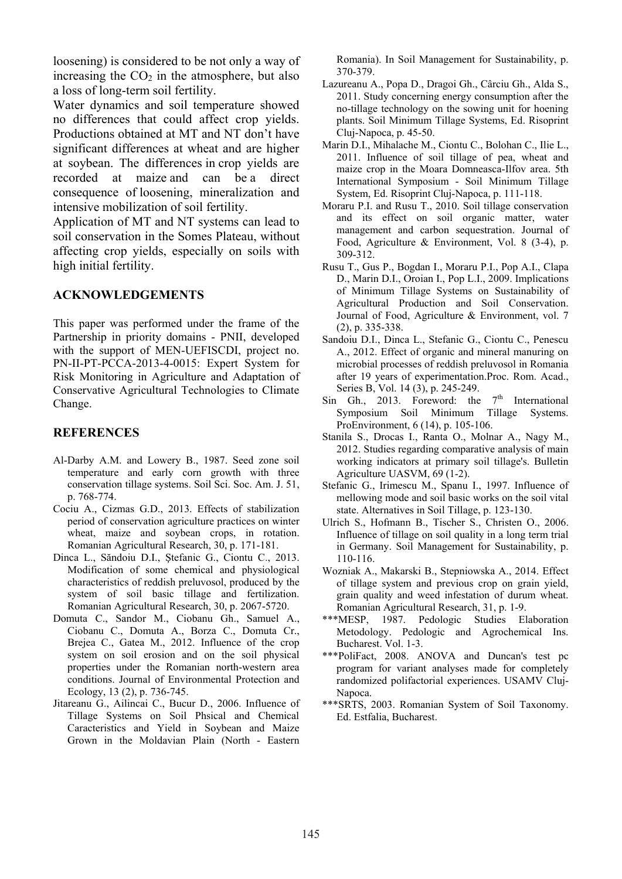loosening) is considered to be not only a way of increasing the $CO_2$ in the atmosphere, but also a loss of long-term soil fertility.

Water dynamics and soil temperature showed no differences that could affect crop yields. Productions obtained at MT and NT don't have significant differences at wheat and are higher at soybean. The differences in crop yields are recorded at maize and can be a direct consequence of loosening, mineralization and intensive mobilization of soil fertility.

Application of MT and NT systems can lead to soil conservation in the Somes Plateau, without affecting crop yields, especially on soils with high initial fertility.

## ACKNOWLEDGEMENTS

This paper was performed under the frame of the Partnership in priority domains - PNII, developed with the support of MEN-UEFISCDI, project no. PN-II-PT-PCCA-2013-4-0015: Expert System for Risk Monitoring in Agriculture and Adaptation of Conservative Agricultural Technologies to Climate Change.

## REFERENCES

Al-Darby A.M. and Lowery B., 1987. Seed zone soil temperature and early corn growth with three conservation tillage systems. Soil Sci. Soc. Am. J. 51, p. 768-774.

Cociu A., Cizmas G.D., 2013. Effects of stabilization period of conservation agriculture practices on winter wheat, maize and soybean crops, in rotation. Romanian Agricultural Research, 30, p. 171-181.

Dinca L., Săndoiu D.I., Ştefanic G., Ciontu C., 2013. Modification of some chemical and physiological characteristics of reddish preluvosol, produced by the system of soil basic tillage and fertilization. Romanian Agricultural Research, 30, p. 2067-5720.

Domuta C., Sandor M., Ciobanu Gh., Samuel A., Ciobanu C., Domuta A., Borza C., Domuta Cr., Brejea C., Gatea M., 2012. Influence of the crop system on soil erosion and on the soil physical properties under the Romanian north-western area conditions. Journal of Environmental Protection and Ecology, 13 (2), p. 736-745.

Jitareanu G., Ailincai C., Bucur D., 2006. Influence of Tillage Systems on Soil Phsical and Chemical Caracteristics and Yield in Soybean and Maize Grown in the Moldavian Plain (North - Eastern Romania). In Soil Management for Sustainability, p. 370-379.

Lazureanu A., Popa D., Dragoi Gh., Cârciu Gh., Alda S., 2011. Study concerning energy consumption after the no-tillage technology on the sowing unit for hoening plants. Soil Minimum Tillage Systems, Ed. Risoprint Cluj-Napoca, p. 45-50.

Marin D.I., Mihalache M., Ciontu C., Bolohan C., Ilie L., 2011. Influence of soil tillage of pea, wheat and maize crop in the Moara Domneasca-Ilfov area. 5th International Symposium - Soil Minimum Tillage System, Ed. Risoprint Cluj-Napoca, p. 111-118.

Moraru P.I. and Rusu T., 2010. Soil tillage conservation and its effect on soil organic matter, water management and carbon sequestration. Journal of Food, Agriculture & Environment, Vol. 8 (3-4), p. 309-312.

Rusu T., Gus P., Bogdan I., Moraru P.I., Pop A.I., Clapa D., Marin D.I., Oroian I., Pop L.I., 2009. Implications of Minimum Tillage Systems on Sustainability of Agricultural Production and Soil Conservation. Journal of Food, Agriculture & Environment, vol. 7 (2), p. 335-338.

Sandoiu D.I., Dinca L., Stefanic G., Ciontu C., Penescu A., 2012. Effect of organic and mineral manuring on microbial processes of reddish preluvosol in Romania after 19 years of experimentation.Proc. Rom. Acad., Series B, Vol. 14 (3), p. 245-249.

Sin Gh., 2013. Foreword: the 7th International Symposium Soil Minimum Tillage Systems. ProEnvironment, 6 (14), p. 105-106.

Stanila S., Drocas I., Ranta O., Molnar A., Nagy M., 2012. Studies regarding comparative analysis of main working indicators at primary soil tillage's. Bulletin Agriculture UASVM, 69 (1-2).

Stefanic G., Irimescu M., Spanu I., 1997. Influence of mellowing mode and soil basic works on the soil vital state. Alternatives in Soil Tillage, p. 123-130.

Ulrich S., Hofmann B., Tischer S., Christen O., 2006. Influence of tillage on soil quality in a long term trial in Germany. Soil Management for Sustainability, p. 110-116.

Wozniak A., Makarski B., Stepniowska A., 2014. Effect of tillage system and previous crop on grain yield, grain quality and weed infestation of durum wheat. Romanian Agricultural Research, 31, p. 1-9.

***MESP, 1987. Pedologic Studies Elaboration Metodology. Pedologic and Agrochemical Ins. Bucharest. Vol. 1-3.

***PoliFact, 2008. ANOVA and Duncan's test pc program for variant analyses made for completely randomized polifactorial experiences. USAMV Cluj-Napoca.

***SRTS, 2003. Romanian System of Soil Taxonomy. Ed. Estfalia, Bucharest.